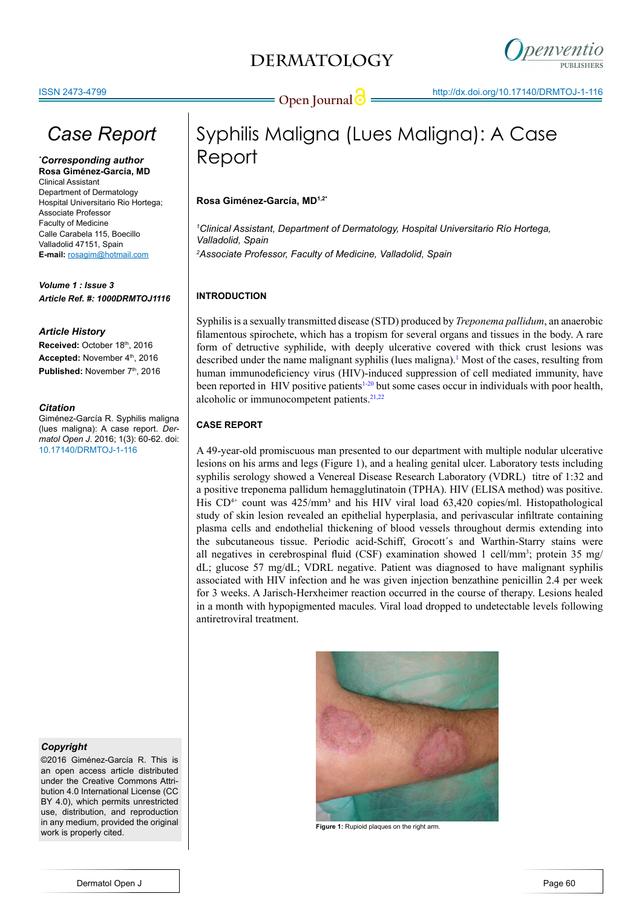# Syphilis Maligna (Lues Maligna): A Case Report

*Case Report*

**\*Corresponding author**
**Rosa Giménez-García, MD**
Clinical Assistant
Department of Dermatology
Hospital Universitario Rio Hortega;
Associate Professor
Faculty of Medicine
Calle Carabela 115, Boecillo
Valladolid 47151, Spain
**E-mail:** rosagim@hotmail.com

***Volume 1 : Issue 3***
***Article Ref. #: 1000DRMTOJ1116***

**Article History**
**Received:** October 18th, 2016
**Accepted:** November 4th, 2016
**Published:** November 7th, 2016

**Citation**
Giménez-García R. Syphilis maligna (lues maligna): A case report. *Dermatol Open J*. 2016; 1(3): 60-62. doi: 10.17140/DRMTOJ-1-116

**Copyright**
©2016 Giménez-García R. This is an open access article distributed under the Creative Commons Attribution 4.0 International License (CC BY 4.0), which permits unrestricted use, distribution, and reproduction in any medium, provided the original work is properly cited.

**Rosa Giménez-García, MD**[1,2*]

[1]*Clinical Assistant, Department of Dermatology, Hospital Universitario Río Hortega, Valladolid, Spain*
[2]*Associate Professor, Faculty of Medicine, Valladolid, Spain*

## INTRODUCTION

Syphilis is a sexually transmitted disease (STD) produced by *Treponema pallidum*, an anaerobic filamentous spirochete, which has a tropism for several organs and tissues in the body. A rare form of detructive syphilide, with deeply ulcerative covered with thick crust lesions was described under the name malignant syphilis (lues maligna).[1] Most of the cases, resulting from human immunodeficiency virus (HIV)-induced suppression of cell mediated immunity, have been reported in HIV positive patients[1-20] but some cases occur in individuals with poor health, alcoholic or immunocompetent patients.[21,22]

## CASE REPORT

A 49-year-old promiscuous man presented to our department with multiple nodular ulcerative lesions on his arms and legs (Figure 1), and a healing genital ulcer. Laboratory tests including syphilis serology showed a Venereal Disease Research Laboratory (VDRL) titre of 1:32 and a positive treponema pallidum hemagglutinatoin (TPHA). HIV (ELISA method) was positive. His $CD^{4+}$ count was 425/mm³ and his HIV viral load 63,420 copies/ml. Histopathological study of skin lesion revealed an epithelial hyperplasia, and perivascular infiltrate containing plasma cells and endothelial thickening of blood vessels throughout dermis extending into the subcutaneous tissue. Periodic acid-Schiff, Grocott´s and Warthin-Starry stains were all negatives in cerebrospinal fluid (CSF) examination showed 1 cell/mm³; protein 35 mg/dL; glucose 57 mg/dL; VDRL negative. Patient was diagnosed to have malignant syphilis associated with HIV infection and he was given injection benzathine penicillin 2.4 per week for 3 weeks. A Jarisch-Herxheimer reaction occurred in the course of therapy. Lesions healed in a month with hypopigmented macules. Viral load dropped to undetectable levels following antiretroviral treatment.

**Figure 1:** Rupioid plaques on the right arm.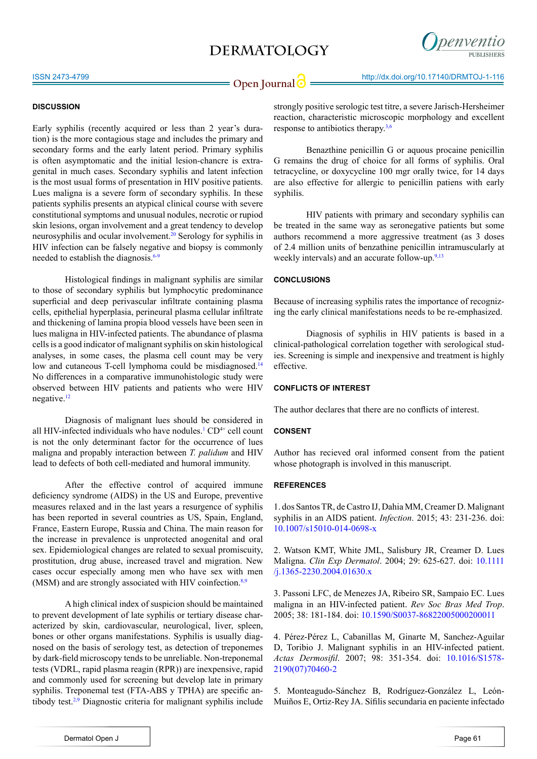## DISCUSSION

Early syphilis (recently acquired or less than 2 year's duration) is the more contagious stage and includes the primary and secondary forms and the early latent period. Primary syphilis is often asymptomatic and the initial lesion-chancre is extragenital in much cases. Secondary syphilis and latent infection is the most usual forms of presentation in HIV positive patients. Lues maligna is a severe form of secondary syphilis. In these patients syphilis presents an atypical clinical course with severe constitutional symptoms and unusual nodules, necrotic or rupiod skin lesions, organ involvement and a great tendency to develop neurosyphilis and ocular involvement.[20] Serology for syphilis in HIV infection can be falsely negative and biopsy is commonly needed to establish the diagnosis.[6-9]

Histological findings in malignant syphilis are similar to those of secondary syphilis but lymphocytic predominance superficial and deep perivascular infiltrate containing plasma cells, epithelial hyperplasia, perineural plasma cellular infiltrate and thickening of lamina propia blood vessels have been seen in lues maligna in HIV-infected patients. The abundance of plasma cells is a good indicator of malignant syphilis on skin histological analyses, in some cases, the plasma cell count may be very low and cutaneous T-cell lymphoma could be misdiagnosed.[14] No differences in a comparative immunohistologic study were observed between HIV patients and patients who were HIV negative.[12]

Diagnosis of malignant lues should be considered in all HIV-infected individuals who have nodules.[1] $CD^{4+}$ cell count is not the only determinant factor for the occurrence of lues maligna and propably interaction between *T. palidum* and HIV lead to defects of both cell-mediated and humoral immunity.

After the effective control of acquired immune deficiency syndrome (AIDS) in the US and Europe, preventive measures relaxed and in the last years a resurgence of syphilis has been reported in several countries as US, Spain, England, France, Eastern Europe, Russia and China. The main reason for the increase in prevalence is unprotected anogenital and oral sex. Epidemiological changes are related to sexual promiscuity, prostitution, drug abuse, increased travel and migration. New cases occur especially among men who have sex with men (MSM) and are strongly associated with HIV coinfection.[8,9]

A high clinical index of suspicion should be maintained to prevent development of late syphilis or tertiary disease characterized by skin, cardiovascular, neurological, liver, spleen, bones or other organs manifestations. Syphilis is usually diagnosed on the basis of serology test, as detection of treponemes by dark-field microscopy tends to be unreliable. Non-treponemal tests (VDRL, rapid plasma reagin (RPR)) are inexpensive, rapid and commonly used for screening but develop late in primary syphilis. Treponemal test (FTA-ABS y TPHA) are specific antibody test.[2,9] Diagnostic criteria for malignant syphilis include strongly positive serologic test titre, a severe Jarisch-Hersheimer reaction, characteristic microscopic morphology and excellent response to antibiotics therapy.[3,6]

Benzathine penicillin G or aquous procaine penicillin G remains the drug of choice for all forms of syphilis. Oral tetracycline, or doxycycline 100 mgr orally twice, for 14 days are also effective for allergic to penicillin patiens with early syphilis.

HIV patients with primary and secondary syphilis can be treated in the same way as seronegative patients but some authors recommend a more aggressive treatment (as 3 doses of 2.4 million units of benzathine penicillin intramuscularly at weekly intervals) and an accurate follow-up.[9,13]

## CONCLUSIONS

Because of increasing syphilis rates the importance of recognizing the early clinical manifestations needs to be re-emphasized.

Diagnosis of syphilis in HIV patients is based in a clinical-pathological correlation together with serological studies. Screening is simple and inexpensive and treatment is highly effective.

## CONFLICTS OF INTEREST

The author declares that there are no conflicts of interest.

## CONSENT

Author has recieved oral informed consent from the patient whose photograph is involved in this manuscript.

## REFERENCES

1. dos Santos TR, de Castro IJ, Dahia MM, Creamer D. Malignant syphilis in an AIDS patient. *Infection*. 2015; 43: 231-236. doi: 10.1007/s15010-014-0698-x

2. Watson KMT, White JML, Salisbury JR, Creamer D. Lues Maligna. *Clin Exp Dermatol*. 2004; 29: 625-627. doi: 10.1111/j.1365-2230.2004.01630.x

3. Passoni LFC, de Menezes JA, Ribeiro SR, Sampaio EC. Lues maligna in an HIV-infected patient. *Rev Soc Bras Med Trop*. 2005; 38: 181-184. doi: 10.1590/S0037-86822005000200011

4. Pérez-Pérez L, Cabanillas M, Ginarte M, Sanchez-Aguilar D, Toribio J. Malignant syphilis in an HIV-infected patient. *Actas Dermosifil*. 2007; 98: 351-354. doi: 10.1016/S1578-2190(07)70460-2

5. Monteagudo-Sánchez B, Rodríguez-González L, León-Muiños E, Ortiz-Rey JA. Sífilis secundaria en paciente infectado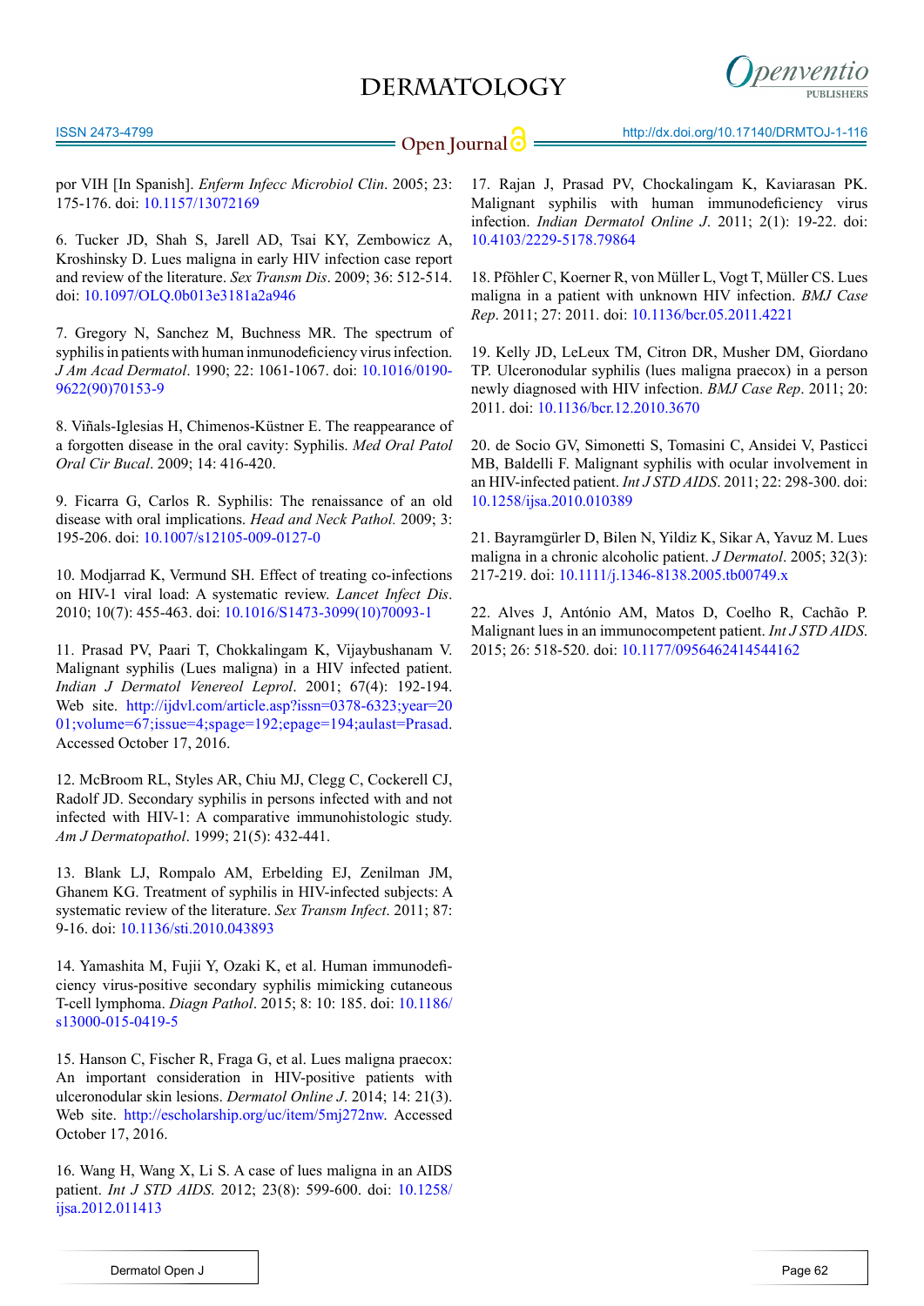por VIH [In Spanish]. *Enferm Infecc Microbiol Clin*. 2005; 23: 175-176. doi: 10.1157/13072169

6. Tucker JD, Shah S, Jarell AD, Tsai KY, Zembowicz A, Kroshinsky D. Lues maligna in early HIV infection case report and review of the literature. *Sex Transm Dis*. 2009; 36: 512-514. doi: 10.1097/OLQ.0b013e3181a2a946

7. Gregory N, Sanchez M, Buchness MR. The spectrum of syphilis in patients with human immunodeficiency virus infection. *J Am Acad Dermatol*. 1990; 22: 1061-1067. doi: 10.1016/0190-9622(90)70153-9

8. Viñals-Iglesias H, Chimenos-Küstner E. The reappearance of a forgotten disease in the oral cavity: Syphilis. *Med Oral Patol Oral Cir Bucal*. 2009; 14: 416-420.

9. Ficarra G, Carlos R. Syphilis: The renaissance of an old disease with oral implications. *Head and Neck Pathol.* 2009; 3: 195-206. doi: 10.1007/s12105-009-0127-0

10. Modjarrad K, Vermund SH. Effect of treating co-infections on HIV-1 viral load: A systematic review. *Lancet Infect Dis*. 2010; 10(7): 455-463. doi: 10.1016/S1473-3099(10)70093-1

11. Prasad PV, Paari T, Chokkalingam K, Vijaybushanam V. Malignant syphilis (Lues maligna) in a HIV infected patient. *Indian J Dermatol Venereol Leprol*. 2001; 67(4): 192-194. Web site. http://ijdvl.com/article.asp?issn=0378-6323;year=2001;volume=67;issue=4;spage=192;epage=194;aulast=Prasad. Accessed October 17, 2016.

12. McBroom RL, Styles AR, Chiu MJ, Clegg C, Cockerell CJ, Radolf JD. Secondary syphilis in persons infected with and not infected with HIV-1: A comparative immunohistologic study. *Am J Dermatopathol*. 1999; 21(5): 432-441.

13. Blank LJ, Rompalo AM, Erbelding EJ, Zenilman JM, Ghanem KG. Treatment of syphilis in HIV-infected subjects: A systematic review of the literature. *Sex Transm Infect*. 2011; 87: 9-16. doi: 10.1136/sti.2010.043893

14. Yamashita M, Fujii Y, Ozaki K, et al. Human immunodeficiency virus-positive secondary syphilis mimicking cutaneous T-cell lymphoma. *Diagn Pathol*. 2015; 8: 10: 185. doi: 10.1186/s13000-015-0419-5

15. Hanson C, Fischer R, Fraga G, et al. Lues maligna praecox: An important consideration in HIV-positive patients with ulceronodular skin lesions. *Dermatol Online J*. 2014; 14: 21(3). Web site. http://escholarship.org/uc/item/5mj272nw. Accessed October 17, 2016.

16. Wang H, Wang X, Li S. A case of lues maligna in an AIDS patient. *Int J STD AIDS.* 2012; 23(8): 599-600. doi: 10.1258/ijsa.2012.011413

17. Rajan J, Prasad PV, Chockalingam K, Kaviarasan PK. Malignant syphilis with human immunodeficiency virus infection. *Indian Dermatol Online J*. 2011; 2(1): 19-22. doi: 10.4103/2229-5178.79864

18. Pföhler C, Koerner R, von Müller L, Vogt T, Müller CS. Lues maligna in a patient with unknown HIV infection. *BMJ Case Rep*. 2011; 27: 2011. doi: 10.1136/bcr.05.2011.4221

19. Kelly JD, LeLeux TM, Citron DR, Musher DM, Giordano TP. Ulceronodular syphilis (lues maligna praecox) in a person newly diagnosed with HIV infection. *BMJ Case Rep*. 2011; 20: 2011. doi: 10.1136/bcr.12.2010.3670

20. de Socio GV, Simonetti S, Tomasini C, Ansidei V, Pasticci MB, Baldelli F. Malignant syphilis with ocular involvement in an HIV-infected patient. *Int J STD AIDS*. 2011; 22: 298-300. doi: 10.1258/ijsa.2010.010389

21. Bayramgürler D, Bilen N, Yildiz K, Sikar A, Yavuz M. Lues maligna in a chronic alcoholic patient. *J Dermatol*. 2005; 32(3): 217-219. doi: 10.1111/j.1346-8138.2005.tb00749.x

22. Alves J, António AM, Matos D, Coelho R, Cachão P. Malignant lues in an immunocompetent patient. *Int J STD AIDS*. 2015; 26: 518-520. doi: 10.1177/0956462414544162